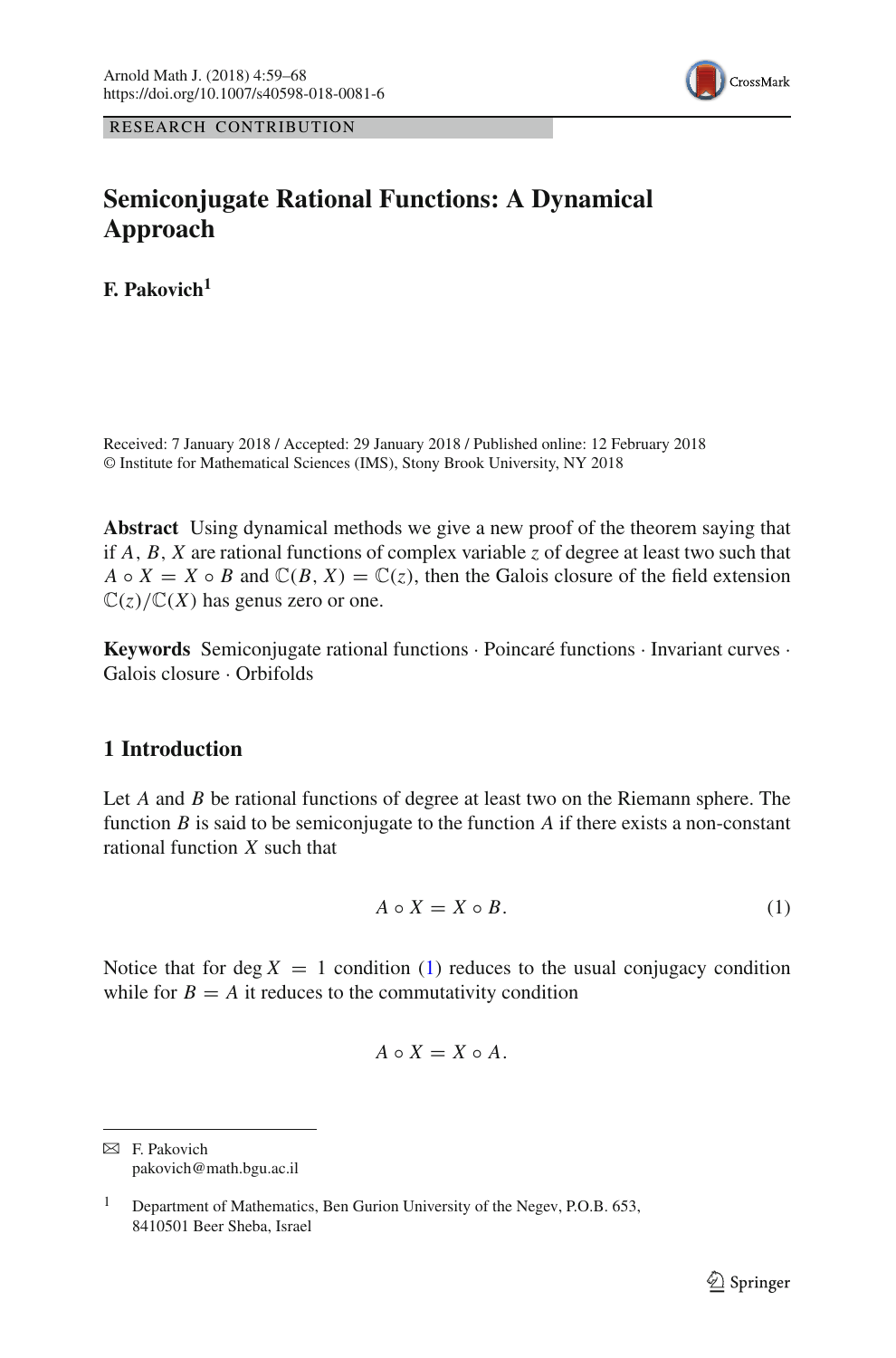RESEARCH CONTRIBUTION

# Semiconjugate Rational Functions: A Dynamical Approach

**F. Pakovich**[1]

Received: 7 January 2018 / Accepted: 29 January 2018 / Published online: 12 February 2018
© Institute for Mathematical Sciences (IMS), Stony Brook University, NY 2018

**Abstract** Using dynamical methods we give a new proof of the theorem saying that if $A$, $B$, $X$ are rational functions of complex variable $z$ of degree at least two such that $A \circ X = X \circ B$ and $\mathbb{C}(B, X) = \mathbb{C}(z)$, then the Galois closure of the field extension $\mathbb{C}(z)/\mathbb{C}(X)$ has genus zero or one.

**Keywords** Semiconjugate rational functions · Poincaré functions · Invariant curves · Galois closure · Orbifolds

## 1 Introduction

Let $A$ and $B$ be rational functions of degree at least two on the Riemann sphere. The function $B$ is said to be semiconjugate to the function $A$ if there exists a non-constant rational function $X$ such that

$$A \circ X = X \circ B. \tag{1}$$

Notice that for $\deg X = 1$ condition (1) reduces to the usual conjugacy condition while for $B = A$ it reduces to the commutativity condition

$$A \circ X = X \circ A.$$

---

F. Pakovich
pakovich@math.bgu.ac.il

[1] Department of Mathematics, Ben Gurion University of the Negev, P.O.B. 653, 8410501 Beer Sheba, Israel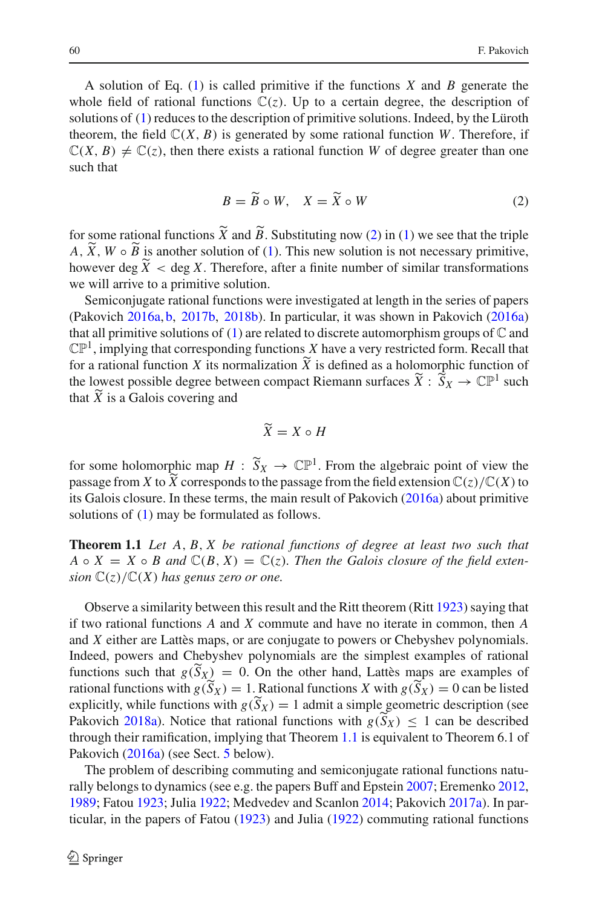A solution of Eq. (1) is called primitive if the functions $X$ and $B$ generate the whole field of rational functions $\mathbb{C}(z)$. Up to a certain degree, the description of solutions of (1) reduces to the description of primitive solutions. Indeed, by the Lüroth theorem, the field $\mathbb{C}(X, B)$ is generated by some rational function $W$. Therefore, if $\mathbb{C}(X, B) \neq \mathbb{C}(z)$, then there exists a rational function $W$ of degree greater than one such that

$$B = \widetilde{B} \circ W, \quad X = \widetilde{X} \circ W \tag{2}$$

for some rational functions $\widetilde{X}$ and $\widetilde{B}$. Substituting now (2) in (1) we see that the triple $A, \widetilde{X}, W \circ \widetilde{B}$ is another solution of (1). This new solution is not necessary primitive, however $\deg \widetilde{X} < \deg X$. Therefore, after a finite number of similar transformations we will arrive to a primitive solution.

Semiconjugate rational functions were investigated at length in the series of papers (Pakovich 2016a, b, 2017b, 2018b). In particular, it was shown in Pakovich (2016a) that all primitive solutions of (1) are related to discrete automorphism groups of $\mathbb{C}$ and $\mathbb{CP}^1$, implying that corresponding functions $X$ have a very restricted form. Recall that for a rational function $X$ its normalization $\widetilde{X}$ is defined as a holomorphic function of the lowest possible degree between compact Riemann surfaces $\widetilde{X} : \widetilde{S}_X \to \mathbb{CP}^1$ such that $\widetilde{X}$ is a Galois covering and

$$\widetilde{X} = X \circ H$$

for some holomorphic map $H : \widetilde{S}_X \to \mathbb{CP}^1$. From the algebraic point of view the passage from $X$ to $\widetilde{X}$ corresponds to the passage from the field extension $\mathbb{C}(z)/\mathbb{C}(X)$ to its Galois closure. In these terms, the main result of Pakovich (2016a) about primitive solutions of (1) may be formulated as follows.

**Theorem 1.1** *Let $A, B, X$ be rational functions of degree at least two such that $A \circ X = X \circ B$ and $\mathbb{C}(B, X) = \mathbb{C}(z)$. Then the Galois closure of the field extension $\mathbb{C}(z)/\mathbb{C}(X)$ has genus zero or one.*

Observe a similarity between this result and the Ritt theorem (Ritt 1923) saying that if two rational functions $A$ and $X$ commute and have no iterate in common, then $A$ and $X$ either are Lattès maps, or are conjugate to powers or Chebyshev polynomials. Indeed, powers and Chebyshev polynomials are the simplest examples of rational functions such that $g(\widetilde{S}_X) = 0$. On the other hand, Lattès maps are examples of rational functions with $g(\widetilde{S}_X) = 1$. Rational functions $X$ with $g(\widetilde{S}_X) = 0$ can be listed explicitly, while functions with $g(\widetilde{S}_X) = 1$ admit a simple geometric description (see Pakovich 2018a). Notice that rational functions with $g(\widetilde{S}_X) \leq 1$ can be described through their ramification, implying that Theorem 1.1 is equivalent to Theorem 6.1 of Pakovich (2016a) (see Sect. 5 below).

The problem of describing commuting and semiconjugate rational functions naturally belongs to dynamics (see e.g. the papers Buff and Epstein 2007; Eremenko 2012, 1989; Fatou 1923; Julia 1922; Medvedev and Scanlon 2014; Pakovich 2017a). In particular, in the papers of Fatou (1923) and Julia (1922) commuting rational functions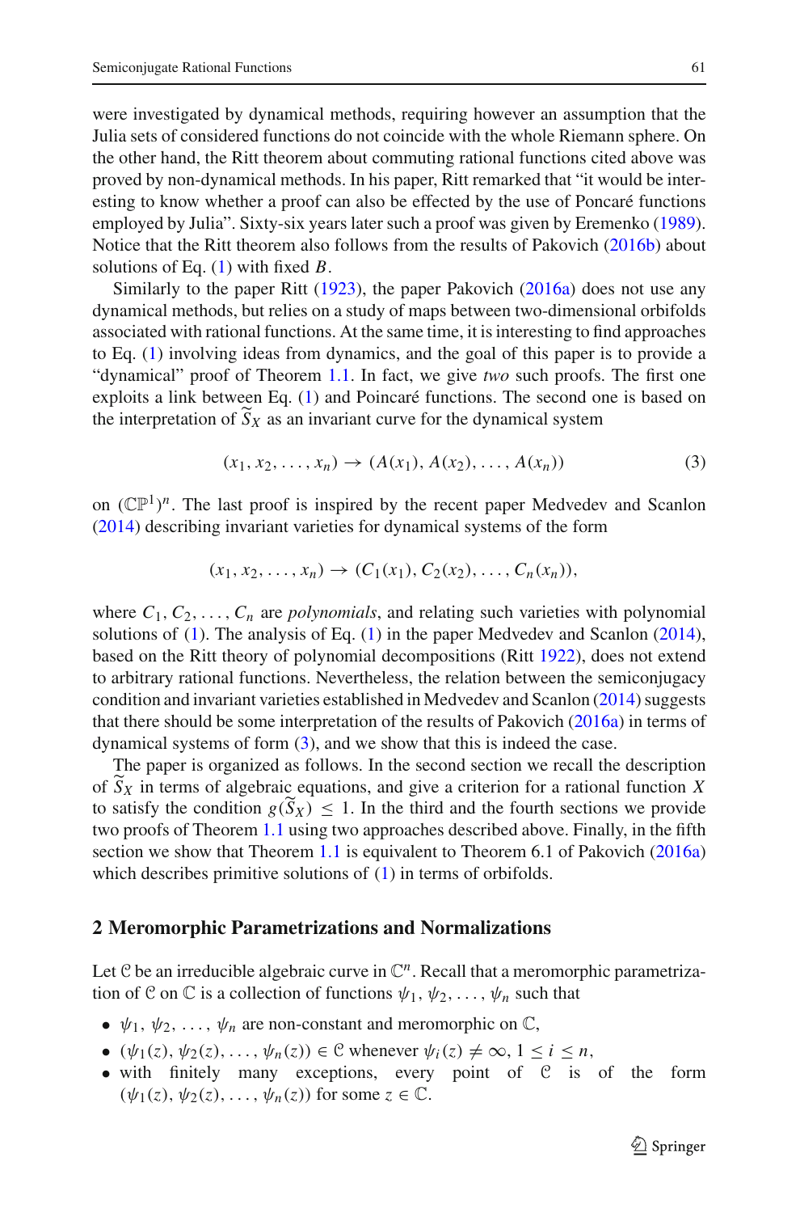were investigated by dynamical methods, requiring however an assumption that the Julia sets of considered functions do not coincide with the whole Riemann sphere. On the other hand, the Ritt theorem about commuting rational functions cited above was proved by non-dynamical methods. In his paper, Ritt remarked that "it would be interesting to know whether a proof can also be effected by the use of Poncaré functions employed by Julia". Sixty-six years later such a proof was given by Eremenko (1989). Notice that the Ritt theorem also follows from the results of Pakovich (2016b) about solutions of Eq. (1) with fixed $B$.

Similarly to the paper Ritt (1923), the paper Pakovich (2016a) does not use any dynamical methods, but relies on a study of maps between two-dimensional orbifolds associated with rational functions. At the same time, it is interesting to find approaches to Eq. (1) involving ideas from dynamics, and the goal of this paper is to provide a "dynamical" proof of Theorem 1.1. In fact, we give *two* such proofs. The first one exploits a link between Eq. (1) and Poincaré functions. The second one is based on the interpretation of $\widetilde{S}_X$ as an invariant curve for the dynamical system

$$(x_1, x_2, \ldots, x_n) \to (A(x_1), A(x_2), \ldots, A(x_n)) \tag{3}$$

on $(\mathbb{CP}^1)^n$. The last proof is inspired by the recent paper Medvedev and Scanlon (2014) describing invariant varieties for dynamical systems of the form

$$(x_1, x_2, \ldots, x_n) \to (C_1(x_1), C_2(x_2), \ldots, C_n(x_n)),$$

where $C_1, C_2, \ldots, C_n$ are *polynomials*, and relating such varieties with polynomial solutions of (1). The analysis of Eq. (1) in the paper Medvedev and Scanlon (2014), based on the Ritt theory of polynomial decompositions (Ritt 1922), does not extend to arbitrary rational functions. Nevertheless, the relation between the semiconjugacy condition and invariant varieties established in Medvedev and Scanlon (2014) suggests that there should be some interpretation of the results of Pakovich (2016a) in terms of dynamical systems of form (3), and we show that this is indeed the case.

The paper is organized as follows. In the second section we recall the description of $\widetilde{S}_X$ in terms of algebraic equations, and give a criterion for a rational function $X$ to satisfy the condition $g(\widetilde{S}_X) \le 1$. In the third and the fourth sections we provide two proofs of Theorem 1.1 using two approaches described above. Finally, in the fifth section we show that Theorem 1.1 is equivalent to Theorem 6.1 of Pakovich (2016a) which describes primitive solutions of (1) in terms of orbifolds.

## 2 Meromorphic Parametrizations and Normalizations

Let $\mathcal{C}$ be an irreducible algebraic curve in $\mathbb{C}^n$. Recall that a meromorphic parametrization of $\mathcal{C}$ on $\mathbb{C}$ is a collection of functions $\psi_1, \psi_2, \ldots, \psi_n$ such that

- $\psi_1, \psi_2, \ldots, \psi_n$ are non-constant and meromorphic on $\mathbb{C}$,
- $(\psi_1(z), \psi_2(z), \ldots, \psi_n(z)) \in \mathcal{C}$ whenever $\psi_i(z) \neq \infty$, $1 \le i \le n$,
- with finitely many exceptions, every point of $\mathcal{C}$ is of the form $(\psi_1(z), \psi_2(z), \ldots, \psi_n(z))$ for some $z \in \mathbb{C}$.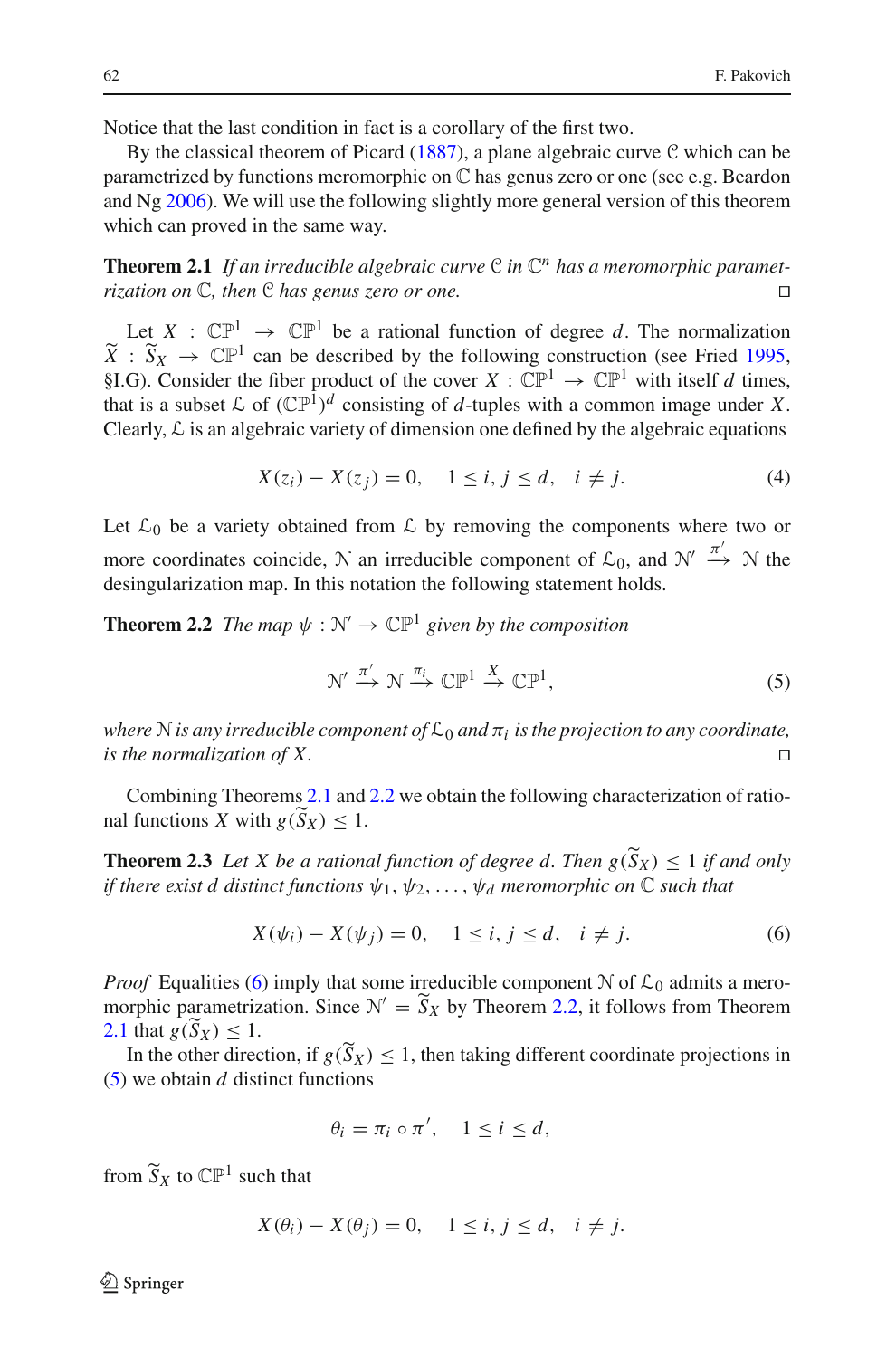Notice that the last condition in fact is a corollary of the first two.

By the classical theorem of Picard (1887), a plane algebraic curve $\mathcal{C}$ which can be parametrized by functions meromorphic on $\mathbb{C}$ has genus zero or one (see e.g. Beardon and Ng 2006). We will use the following slightly more general version of this theorem which can proved in the same way.

**Theorem 2.1** *If an irreducible algebraic curve $\mathcal{C}$ in $\mathbb{C}^n$ has a meromorphic parametrization on $\mathbb{C}$, then $\mathcal{C}$ has genus zero or one.* □

Let $X : \mathbb{CP}^1 \to \mathbb{CP}^1$ be a rational function of degree $d$. The normalization $\widetilde{X} : \widetilde{S}_X \to \mathbb{CP}^1$ can be described by the following construction (see Fried 1995, §I.G). Consider the fiber product of the cover $X : \mathbb{CP}^1 \to \mathbb{CP}^1$ with itself $d$ times, that is a subset $\mathcal{L}$ of $(\mathbb{CP}^1)^d$ consisting of $d$-tuples with a common image under $X$. Clearly, $\mathcal{L}$ is an algebraic variety of dimension one defined by the algebraic equations

$$X(z_i) - X(z_j) = 0, \quad 1 \le i, j \le d, \quad i \ne j. \tag{4}$$

Let $\mathcal{L}_0$ be a variety obtained from $\mathcal{L}$ by removing the components where two or more coordinates coincide, $\mathcal{N}$ an irreducible component of $\mathcal{L}_0$, and $\mathcal{N}' \xrightarrow{\pi'} \mathcal{N}$ the desingularization map. In this notation the following statement holds.

**Theorem 2.2** *The map $\psi : \mathcal{N}' \to \mathbb{CP}^1$ given by the composition*

$$\mathcal{N}' \xrightarrow{\pi'} \mathcal{N} \xrightarrow{\pi_i} \mathbb{CP}^1 \xrightarrow{X} \mathbb{CP}^1, \tag{5}$$

*where $\mathcal{N}$ is any irreducible component of $\mathcal{L}_0$ and $\pi_i$ is the projection to any coordinate, is the normalization of $X$.* □

Combining Theorems 2.1 and 2.2 we obtain the following characterization of rational functions $X$ with $g(\widetilde{S}_X) \le 1$.

**Theorem 2.3** *Let $X$ be a rational function of degree $d$. Then $g(\widetilde{S}_X) \le 1$ if and only if there exist $d$ distinct functions $\psi_1, \psi_2, \ldots, \psi_d$ meromorphic on $\mathbb{C}$ such that*

$$X(\psi_i) - X(\psi_j) = 0, \quad 1 \le i, j \le d, \quad i \ne j. \tag{6}$$

*Proof* Equalities (6) imply that some irreducible component $\mathcal{N}$ of $\mathcal{L}_0$ admits a meromorphic parametrization. Since $\mathcal{N}' = \widetilde{S}_X$ by Theorem 2.2, it follows from Theorem 2.1 that $g(\widetilde{S}_X) \le 1$.

In the other direction, if $g(\widetilde{S}_X) \le 1$, then taking different coordinate projections in (5) we obtain $d$ distinct functions

$$\theta_i = \pi_i \circ \pi', \quad 1 \le i \le d,$$

from $\widetilde{S}_X$ to $\mathbb{CP}^1$ such that

$$X(\theta_i) - X(\theta_j) = 0, \quad 1 \le i, j \le d, \quad i \ne j.$$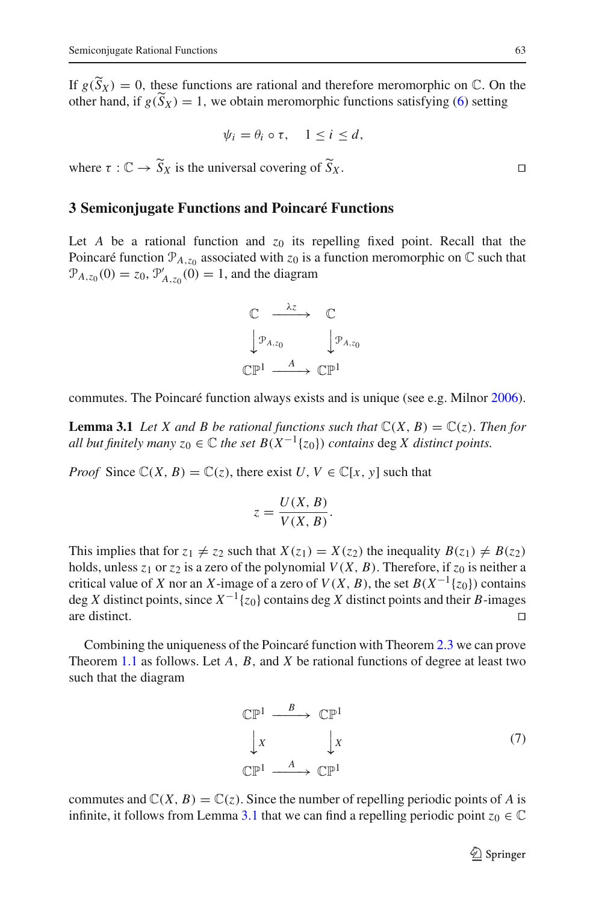If $g(\widetilde{S}_X) = 0$, these functions are rational and therefore meromorphic on $\mathbb{C}$. On the other hand, if $g(\widetilde{S}_X) = 1$, we obtain meromorphic functions satisfying (6) setting

$$\psi_i = \theta_i \circ \tau, \quad 1 \leq i \leq d,$$

where $\tau : \mathbb{C} \to \widetilde{S}_X$ is the universal covering of $\widetilde{S}_X$. $\square$

## 3 Semiconjugate Functions and Poincaré Functions

Let $A$ be a rational function and $z_0$ its repelling fixed point. Recall that the Poincaré function $\mathcal{P}_{A,z_0}$ associated with $z_0$ is a function meromorphic on $\mathbb{C}$ such that $\mathcal{P}_{A,z_0}(0) = z_0$, $\mathcal{P}'_{A,z_0}(0) = 1$, and the diagram

$$\begin{array}{ccc}
\mathbb{C} & \xrightarrow{\lambda z} & \mathbb{C} \\
\big\downarrow \mathcal{P}_{A,z_0} & & \big\downarrow \mathcal{P}_{A,z_0} \\
\mathbb{CP}^1 & \xrightarrow{A} & \mathbb{CP}^1
\end{array}$$

commutes. The Poincaré function always exists and is unique (see e.g. Milnor 2006).

**Lemma 3.1** *Let $X$ and $B$ be rational functions such that $\mathbb{C}(X, B) = \mathbb{C}(z)$. Then for all but finitely many $z_0 \in \mathbb{C}$ the set $B(X^{-1}\{z_0\})$ contains* $\deg X$ *distinct points.*

*Proof* Since $\mathbb{C}(X, B) = \mathbb{C}(z)$, there exist $U, V \in \mathbb{C}[x, y]$ such that

$$z = \frac{U(X, B)}{V(X, B)}.$$

This implies that for $z_1 \neq z_2$ such that $X(z_1) = X(z_2)$ the inequality $B(z_1) \neq B(z_2)$ holds, unless $z_1$ or $z_2$ is a zero of the polynomial $V(X, B)$. Therefore, if $z_0$ is neither a critical value of $X$ nor an $X$-image of a zero of $V(X, B)$, the set $B(X^{-1}\{z_0\})$ contains $\deg X$ distinct points, since $X^{-1}\{z_0\}$ contains $\deg X$ distinct points and their $B$-images are distinct. $\square$

Combining the uniqueness of the Poincaré function with Theorem 2.3 we can prove Theorem 1.1 as follows. Let $A$, $B$, and $X$ be rational functions of degree at least two such that the diagram

$$\begin{array}{ccc}
\mathbb{CP}^1 & \xrightarrow{B} & \mathbb{CP}^1 \\
\big\downarrow X & & \big\downarrow X \\
\mathbb{CP}^1 & \xrightarrow{A} & \mathbb{CP}^1
\end{array} \tag{7}$$

commutes and $\mathbb{C}(X, B) = \mathbb{C}(z)$. Since the number of repelling periodic points of $A$ is infinite, it follows from Lemma 3.1 that we can find a repelling periodic point $z_0 \in \mathbb{C}$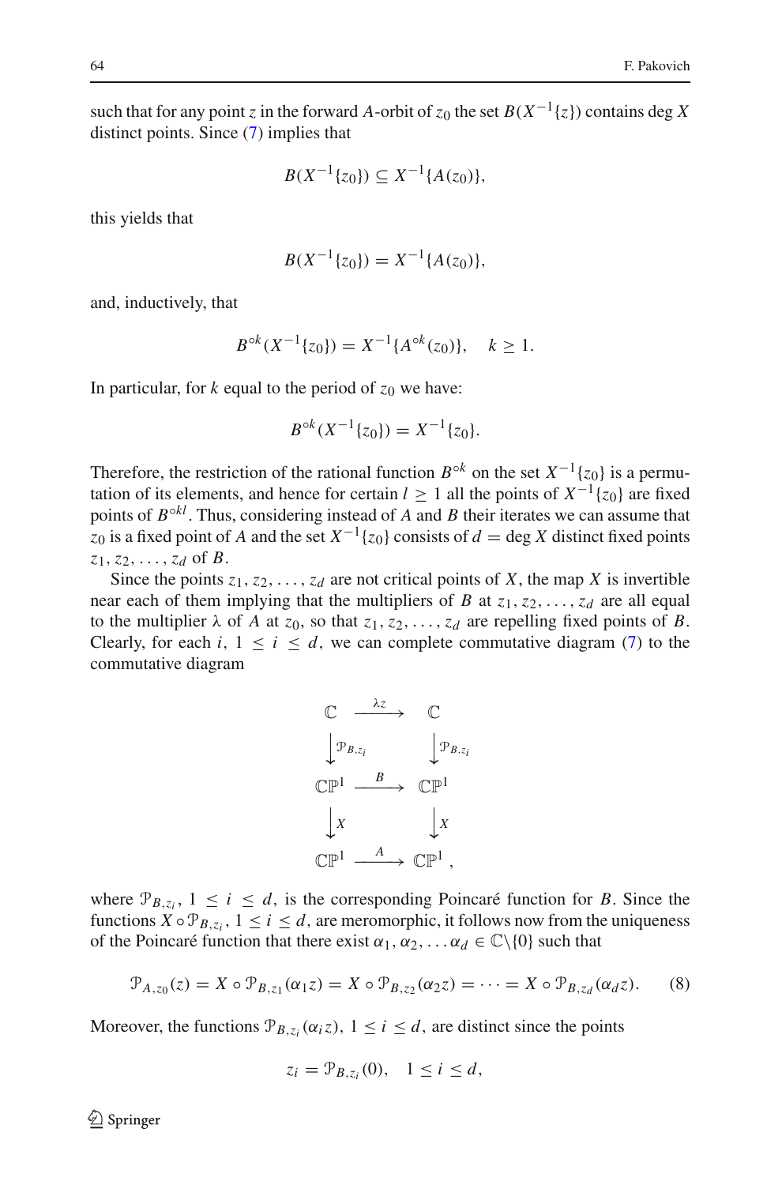such that for any point $z$ in the forward $A$-orbit of $z_0$ the set $B(X^{-1}\{z\})$ contains $\deg X$ distinct points. Since (7) implies that

$$B(X^{-1}\{z_0\}) \subseteq X^{-1}\{A(z_0)\},$$

this yields that

$$B(X^{-1}\{z_0\}) = X^{-1}\{A(z_0)\},$$

and, inductively, that

$$B^{\circ k}(X^{-1}\{z_0\}) = X^{-1}\{A^{\circ k}(z_0)\}, \quad k \geq 1.$$

In particular, for $k$ equal to the period of $z_0$ we have:

$$B^{\circ k}(X^{-1}\{z_0\}) = X^{-1}\{z_0\}.$$

Therefore, the restriction of the rational function $B^{\circ k}$ on the set $X^{-1}\{z_0\}$ is a permutation of its elements, and hence for certain $l \geq 1$ all the points of $X^{-1}\{z_0\}$ are fixed points of $B^{\circ kl}$. Thus, considering instead of $A$ and $B$ their iterates we can assume that $z_0$ is a fixed point of $A$ and the set $X^{-1}\{z_0\}$ consists of $d = \deg X$ distinct fixed points $z_1, z_2, \dots, z_d$ of $B$.

Since the points $z_1, z_2, \dots, z_d$ are not critical points of $X$, the map $X$ is invertible near each of them implying that the multipliers of $B$ at $z_1, z_2, \dots, z_d$ are all equal to the multiplier $\lambda$ of $A$ at $z_0$, so that $z_1, z_2, \dots, z_d$ are repelling fixed points of $B$. Clearly, for each $i$, $1 \leq i \leq d$, we can complete commutative diagram (7) to the commutative diagram

$$\begin{array}{ccc}
\mathbb{C} & \xrightarrow{\lambda z} & \mathbb{C} \\
\big\downarrow \mathcal{P}_{B,z_i} & & \big\downarrow \mathcal{P}_{B,z_i} \\
\mathbb{CP}^1 & \xrightarrow{B} & \mathbb{CP}^1 \\
\big\downarrow X & & \big\downarrow X \\
\mathbb{CP}^1 & \xrightarrow{A} & \mathbb{CP}^1\,,
\end{array}$$

where $\mathcal{P}_{B,z_i}$, $1 \leq i \leq d$, is the corresponding Poincaré function for $B$. Since the functions $X \circ \mathcal{P}_{B,z_i}$, $1 \leq i \leq d$, are meromorphic, it follows now from the uniqueness of the Poincaré function that there exist $\alpha_1, \alpha_2, \dots \alpha_d \in \mathbb{C}\setminus\{0\}$ such that

$$\mathcal{P}_{A,z_0}(z) = X \circ \mathcal{P}_{B,z_1}(\alpha_1 z) = X \circ \mathcal{P}_{B,z_2}(\alpha_2 z) = \cdots = X \circ \mathcal{P}_{B,z_d}(\alpha_d z). \tag{8}$$

Moreover, the functions $\mathcal{P}_{B,z_i}(\alpha_i z)$, $1 \leq i \leq d$, are distinct since the points

$$z_i = \mathcal{P}_{B,z_i}(0), \quad 1 \leq i \leq d,$$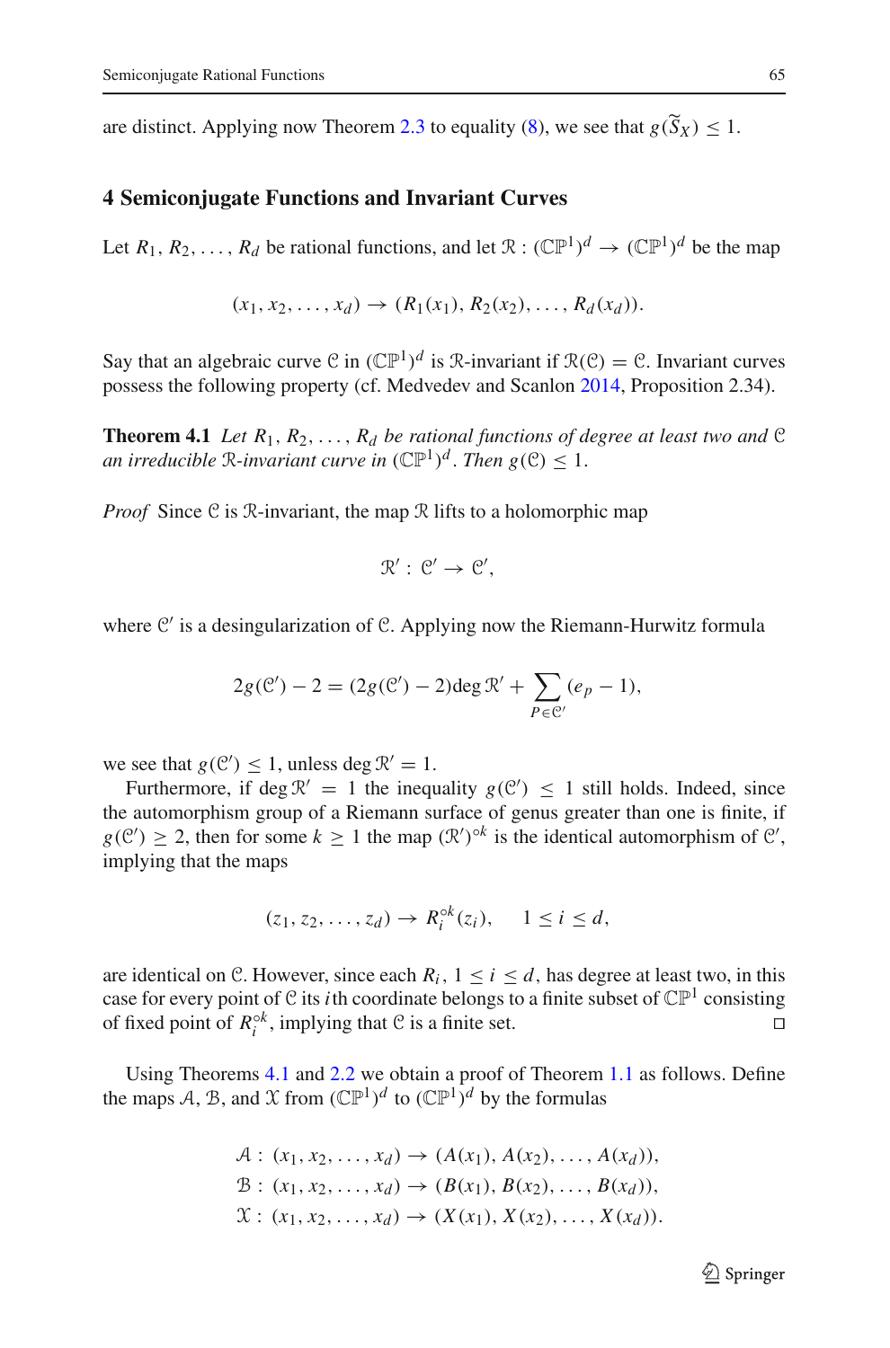are distinct. Applying now Theorem 2.3 to equality (8), we see that $g(\widetilde{S}_X) \leq 1$.

## 4 Semiconjugate Functions and Invariant Curves

Let $R_1, R_2, \dots, R_d$ be rational functions, and let $\mathcal{R} : (\mathbb{CP}^1)^d \to (\mathbb{CP}^1)^d$ be the map

$$(x_1, x_2, \dots, x_d) \to (R_1(x_1), R_2(x_2), \dots, R_d(x_d)).$$

Say that an algebraic curve $\mathcal{C}$ in $(\mathbb{CP}^1)^d$ is $\mathcal{R}$-invariant if $\mathcal{R}(\mathcal{C}) = \mathcal{C}$. Invariant curves possess the following property (cf. Medvedev and Scanlon 2014, Proposition 2.34).

**Theorem 4.1** *Let $R_1, R_2, \dots, R_d$ be rational functions of degree at least two and $\mathcal{C}$ an irreducible $\mathcal{R}$-invariant curve in $(\mathbb{CP}^1)^d$. Then $g(\mathcal{C}) \leq 1$.*

*Proof* Since $\mathcal{C}$ is $\mathcal{R}$-invariant, the map $\mathcal{R}$ lifts to a holomorphic map

$$\mathcal{R}' : \mathcal{C}' \to \mathcal{C}',$$

where $\mathcal{C}'$ is a desingularization of $\mathcal{C}$. Applying now the Riemann-Hurwitz formula

$$2g(\mathcal{C}') - 2 = (2g(\mathcal{C}') - 2)\deg \mathcal{R}' + \sum_{P \in \mathcal{C}'} (e_p - 1),$$

we see that $g(\mathcal{C}') \leq 1$, unless $\deg \mathcal{R}' = 1$.

Furthermore, if $\deg \mathcal{R}' = 1$ the inequality $g(\mathcal{C}') \leq 1$ still holds. Indeed, since the automorphism group of a Riemann surface of genus greater than one is finite, if $g(\mathcal{C}') \geq 2$, then for some $k \geq 1$ the map $(\mathcal{R}')^{\circ k}$ is the identical automorphism of $\mathcal{C}'$, implying that the maps

$$(z_1, z_2, \dots, z_d) \to R_i^{\circ k}(z_i), \quad 1 \leq i \leq d,$$

are identical on $\mathcal{C}$. However, since each $R_i$, $1 \leq i \leq d$, has degree at least two, in this case for every point of $\mathcal{C}$ its $i$th coordinate belongs to a finite subset of $\mathbb{CP}^1$ consisting of fixed point of $R_i^{\circ k}$, implying that $\mathcal{C}$ is a finite set. □

Using Theorems 4.1 and 2.2 we obtain a proof of Theorem 1.1 as follows. Define the maps $\mathcal{A}$, $\mathcal{B}$, and $\mathcal{X}$ from $(\mathbb{CP}^1)^d$ to $(\mathbb{CP}^1)^d$ by the formulas

$$\begin{aligned}
\mathcal{A} &: (x_1, x_2, \dots, x_d) \to (A(x_1), A(x_2), \dots, A(x_d)), \\
\mathcal{B} &: (x_1, x_2, \dots, x_d) \to (B(x_1), B(x_2), \dots, B(x_d)), \\
\mathcal{X} &: (x_1, x_2, \dots, x_d) \to (X(x_1), X(x_2), \dots, X(x_d)).
\end{aligned}$$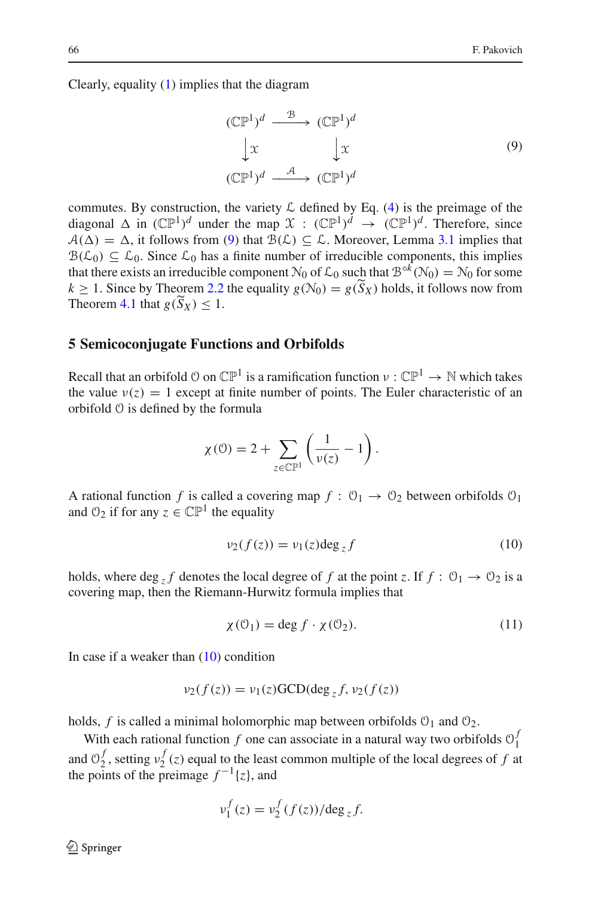Clearly, equality (1) implies that the diagram

$$
\begin{array}{ccc}
(\mathbb{CP}^1)^d & \xrightarrow{\mathcal{B}} & (\mathbb{CP}^1)^d \\
\downarrow \mathcal{X} & & \downarrow \mathcal{X} \\
(\mathbb{CP}^1)^d & \xrightarrow{\mathcal{A}} & (\mathbb{CP}^1)^d
\end{array}
\tag{9}
$$

commutes. By construction, the variety $\mathcal{L}$ defined by Eq. (4) is the preimage of the diagonal $\Delta$ in $(\mathbb{CP}^1)^d$ under the map $\mathcal{X} : (\mathbb{CP}^1)^d \to (\mathbb{CP}^1)^d$. Therefore, since $\mathcal{A}(\Delta) = \Delta$, it follows from (9) that $\mathcal{B}(\mathcal{L}) \subseteq \mathcal{L}$. Moreover, Lemma 3.1 implies that $\mathcal{B}(\mathcal{L}_0) \subseteq \mathcal{L}_0$. Since $\mathcal{L}_0$ has a finite number of irreducible components, this implies that there exists an irreducible component $\mathcal{N}_0$ of $\mathcal{L}_0$ such that $\mathcal{B}^{\circ k}(\mathcal{N}_0) = \mathcal{N}_0$ for some $k \geq 1$. Since by Theorem 2.2 the equality $g(\mathcal{N}_0) = g(\widetilde{S}_X)$ holds, it follows now from Theorem 4.1 that $g(\widetilde{S}_X) \leq 1$.

## 5 Semiconjugate Functions and Orbifolds

Recall that an orbifold $\mathcal{O}$ on $\mathbb{CP}^1$ is a ramification function $\nu : \mathbb{CP}^1 \to \mathbb{N}$ which takes the value $\nu(z) = 1$ except at finite number of points. The Euler characteristic of an orbifold $\mathcal{O}$ is defined by the formula

$$
\chi(\mathcal{O}) = 2 + \sum_{z \in \mathbb{CP}^1} \left( \frac{1}{\nu(z)} - 1 \right).
$$

A rational function $f$ is called a covering map $f : \mathcal{O}_1 \to \mathcal{O}_2$ between orbifolds $\mathcal{O}_1$ and $\mathcal{O}_2$ if for any $z \in \mathbb{CP}^1$ the equality

$$
\nu_2(f(z)) = \nu_1(z) \deg_z f \tag{10}
$$

holds, where $\deg_z f$ denotes the local degree of $f$ at the point $z$. If $f : \mathcal{O}_1 \to \mathcal{O}_2$ is a covering map, then the Riemann-Hurwitz formula implies that

$$
\chi(\mathcal{O}_1) = \deg f \cdot \chi(\mathcal{O}_2). \tag{11}
$$

In case if a weaker than (10) condition

$$
\nu_2(f(z)) = \nu_1(z) \mathrm{GCD}(\deg_z f, \nu_2(f(z)))
$$

holds, $f$ is called a minimal holomorphic map between orbifolds $\mathcal{O}_1$ and $\mathcal{O}_2$.

With each rational function $f$ one can associate in a natural way two orbifolds $\mathcal{O}_1^f$ and $\mathcal{O}_2^f$, setting $\nu_2^f(z)$ equal to the least common multiple of the local degrees of $f$ at the points of the preimage $f^{-1}\{z\}$, and

$$
\nu_1^f(z) = \nu_2^f(f(z)) / \deg_z f.
$$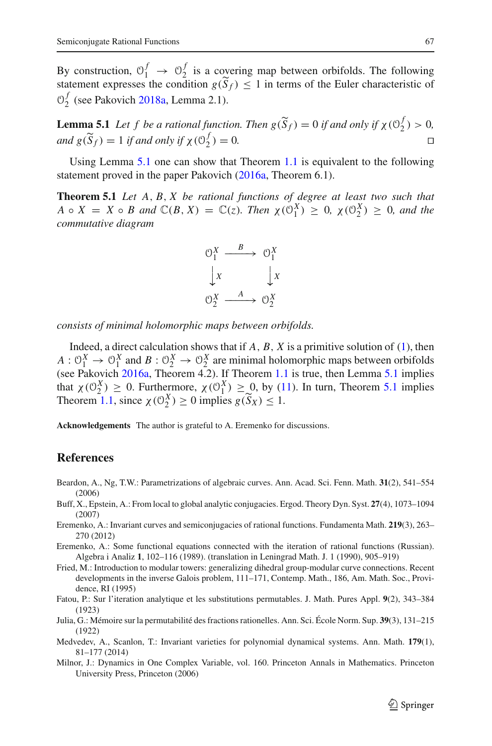By construction, $\mathcal{O}_1^f \to \mathcal{O}_2^f$ is a covering map between orbifolds. The following statement expresses the condition $g(\widetilde{S}_f) \leq 1$ in terms of the Euler characteristic of $\mathcal{O}_2^f$ (see Pakovich 2018a, Lemma 2.1).

**Lemma 5.1** *Let $f$ be a rational function. Then $g(\widetilde{S}_f) = 0$ if and only if $\chi(\mathcal{O}_2^f) > 0$, and $g(\widetilde{S}_f) = 1$ if and only if $\chi(\mathcal{O}_2^f) = 0$.* □

Using Lemma 5.1 one can show that Theorem 1.1 is equivalent to the following statement proved in the paper Pakovich (2016a, Theorem 6.1).

**Theorem 5.1** *Let $A, B, X$ be rational functions of degree at least two such that $A \circ X = X \circ B$ and $\mathbb{C}(B, X) = \mathbb{C}(z)$. Then $\chi(\mathcal{O}_1^X) \geq 0$, $\chi(\mathcal{O}_2^X) \geq 0$, and the commutative diagram*

$$
\begin{array}{ccc}
\mathcal{O}_1^X & \xrightarrow{\ B\ } & \mathcal{O}_1^X \\
\big\downarrow X & & \big\downarrow X \\
\mathcal{O}_2^X & \xrightarrow{\ A\ } & \mathcal{O}_2^X
\end{array}
$$

*consists of minimal holomorphic maps between orbifolds.*

Indeed, a direct calculation shows that if $A, B, X$ is a primitive solution of (1), then $A : \mathcal{O}_1^X \to \mathcal{O}_1^X$ and $B : \mathcal{O}_2^X \to \mathcal{O}_2^X$ are minimal holomorphic maps between orbifolds (see Pakovich 2016a, Theorem 4.2). If Theorem 1.1 is true, then Lemma 5.1 implies that $\chi(\mathcal{O}_2^X) \geq 0$. Furthermore, $\chi(\mathcal{O}_1^X) \geq 0$, by (11). In turn, Theorem 5.1 implies Theorem 1.1, since $\chi(\mathcal{O}_2^X) \geq 0$ implies $g(\widetilde{S}_X) \leq 1$.

**Acknowledgements** The author is grateful to A. Eremenko for discussions.

## References

Beardon, A., Ng, T.W.: Parametrizations of algebraic curves. Ann. Acad. Sci. Fenn. Math. **31**(2), 541–554 (2006)

Buff, X., Epstein, A.: From local to global analytic conjugacies. Ergod. Theory Dyn. Syst. **27**(4), 1073–1094 (2007)

Eremenko, A.: Invariant curves and semiconjugacies of rational functions. Fundamenta Math. **219**(3), 263–270 (2012)

Eremenko, A.: Some functional equations connected with the iteration of rational functions (Russian). Algebra i Analiz **1**, 102–116 (1989). (translation in Leningrad Math. J. 1 (1990), 905–919)

Fried, M.: Introduction to modular towers: generalizing dihedral group-modular curve connections. Recent developments in the inverse Galois problem, 111–171, Contemp. Math., 186, Am. Math. Soc., Providence, RI (1995)

Fatou, P.: Sur l'iteration analytique et les substitutions permutables. J. Math. Pures Appl. **9**(2), 343–384 (1923)

Julia, G.: Mémoire sur la permutabilité des fractions rationelles. Ann. Sci. École Norm. Sup. **39**(3), 131–215 (1922)

Medvedev, A., Scanlon, T.: Invariant varieties for polynomial dynamical systems. Ann. Math. **179**(1), 81–177 (2014)

Milnor, J.: Dynamics in One Complex Variable, vol. 160. Princeton Annals in Mathematics. Princeton University Press, Princeton (2006)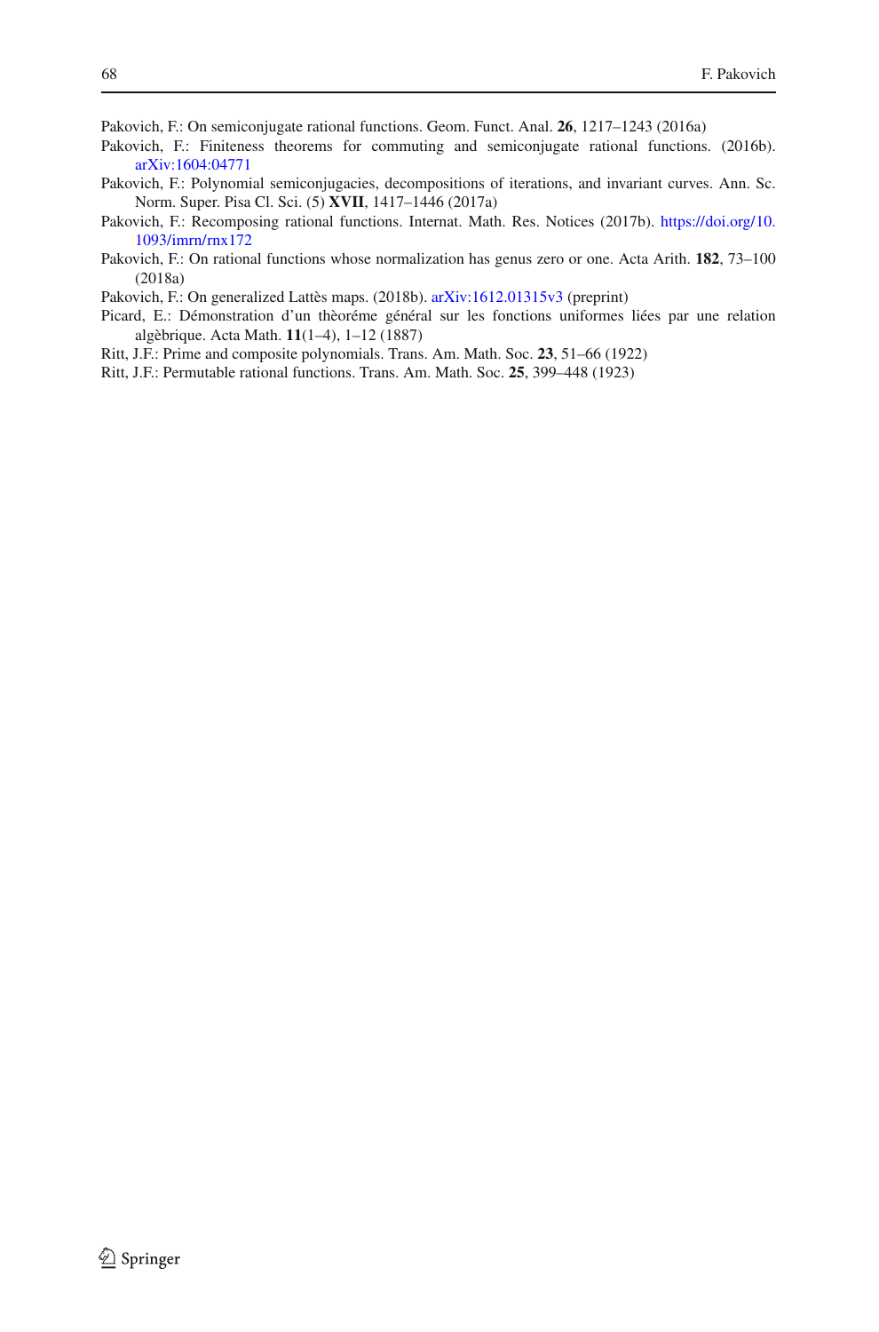Pakovich, F.: On semiconjugate rational functions. Geom. Funct. Anal. **26**, 1217–1243 (2016a)

Pakovich, F.: Finiteness theorems for commuting and semiconjugate rational functions. (2016b). arXiv:1604:04771

Pakovich, F.: Polynomial semiconjugacies, decompositions of iterations, and invariant curves. Ann. Sc. Norm. Super. Pisa Cl. Sci. (5) **XVII**, 1417–1446 (2017a)

Pakovich, F.: Recomposing rational functions. Internat. Math. Res. Notices (2017b). https://doi.org/10.1093/imrn/rnx172

Pakovich, F.: On rational functions whose normalization has genus zero or one. Acta Arith. **182**, 73–100 (2018a)

Pakovich, F.: On generalized Lattès maps. (2018b). arXiv:1612.01315v3 (preprint)

Picard, E.: Démonstration d'un thèoréme général sur les fonctions uniformes liées par une relation algèbrique. Acta Math. **11**(1–4), 1–12 (1887)

Ritt, J.F.: Prime and composite polynomials. Trans. Am. Math. Soc. **23**, 51–66 (1922)

Ritt, J.F.: Permutable rational functions. Trans. Am. Math. Soc. **25**, 399–448 (1923)